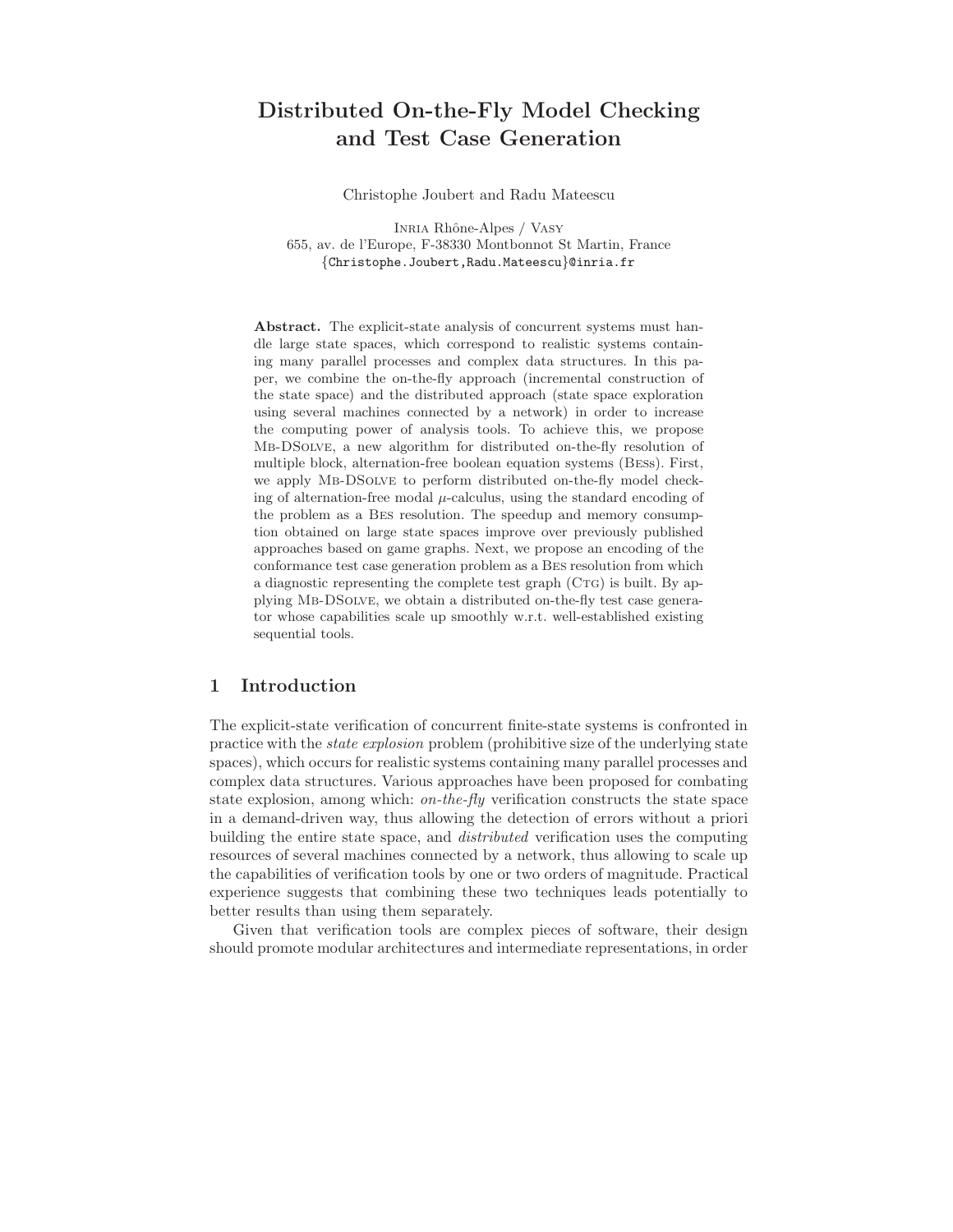# Distributed On-the-Fly Model Checking and Test Case Generation

Christophe Joubert and Radu Mateescu

INRIA Rhône-Alpes / VASY
655, av. de l'Europe, F-38330 Montbonnot St Martin, France
{Christophe.Joubert,Radu.Mateescu}@inria.fr

**Abstract.** The explicit-state analysis of concurrent systems must handle large state spaces, which correspond to realistic systems containing many parallel processes and complex data structures. In this paper, we combine the on-the-fly approach (incremental construction of the state space) and the distributed approach (state space exploration using several machines connected by a network) in order to increase the computing power of analysis tools. To achieve this, we propose MB-DSOLVE, a new algorithm for distributed on-the-fly resolution of multiple block, alternation-free boolean equation systems (BESS). First, we apply MB-DSOLVE to perform distributed on-the-fly model checking of alternation-free modal $\mu$-calculus, using the standard encoding of the problem as a BES resolution. The speedup and memory consumption obtained on large state spaces improve over previously published approaches based on game graphs. Next, we propose an encoding of the conformance test case generation problem as a BES resolution from which a diagnostic representing the complete test graph (CTG) is built. By applying MB-DSOLVE, we obtain a distributed on-the-fly test case generator whose capabilities scale up smoothly w.r.t. well-established existing sequential tools.

## 1 Introduction

The explicit-state verification of concurrent finite-state systems is confronted in practice with the *state explosion* problem (prohibitive size of the underlying state spaces), which occurs for realistic systems containing many parallel processes and complex data structures. Various approaches have been proposed for combating state explosion, among which: *on-the-fly* verification constructs the state space in a demand-driven way, thus allowing the detection of errors without a priori building the entire state space, and *distributed* verification uses the computing resources of several machines connected by a network, thus allowing to scale up the capabilities of verification tools by one or two orders of magnitude. Practical experience suggests that combining these two techniques leads potentially to better results than using them separately.

Given that verification tools are complex pieces of software, their design should promote modular architectures and intermediate representations, in order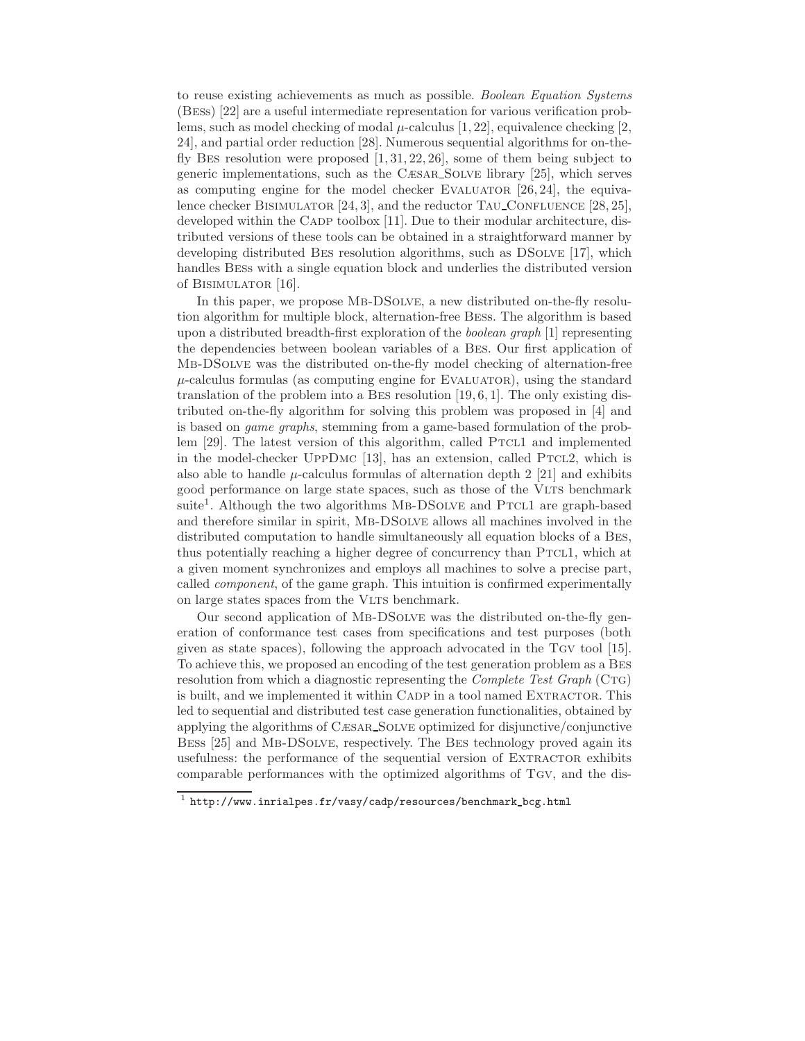to reuse existing achievements as much as possible. *Boolean Equation Systems* (Bess) [22] are a useful intermediate representation for various verification problems, such as model checking of modal $\mu$-calculus [1, 22], equivalence checking [2, 24], and partial order reduction [28]. Numerous sequential algorithms for on-the-fly Bes resolution were proposed [1, 31, 22, 26], some of them being subject to generic implementations, such as the Cæsar_Solve library [25], which serves as computing engine for the model checker Evaluator [26, 24], the equivalence checker Bisimulator [24, 3], and the reductor Tau_Confluence [28, 25], developed within the Cadp toolbox [11]. Due to their modular architecture, distributed versions of these tools can be obtained in a straightforward manner by developing distributed Bes resolution algorithms, such as DSolve [17], which handles Bess with a single equation block and underlies the distributed version of Bisimulator [16].

In this paper, we propose Mb-DSolve, a new distributed on-the-fly resolution algorithm for multiple block, alternation-free Bess. The algorithm is based upon a distributed breadth-first exploration of the *boolean graph* [1] representing the dependencies between boolean variables of a Bes. Our first application of Mb-DSolve was the distributed on-the-fly model checking of alternation-free $\mu$-calculus formulas (as computing engine for Evaluator), using the standard translation of the problem into a Bes resolution [19, 6, 1]. The only existing distributed on-the-fly algorithm for solving this problem was proposed in [4] and is based on *game graphs*, stemming from a game-based formulation of the problem [29]. The latest version of this algorithm, called Ptcl1 and implemented in the model-checker UppDmc [13], has an extension, called Ptcl2, which is also able to handle $\mu$-calculus formulas of alternation depth 2 [21] and exhibits good performance on large state spaces, such as those of the Vlts benchmark suite[1]. Although the two algorithms Mb-DSolve and Ptcl1 are graph-based and therefore similar in spirit, Mb-DSolve allows all machines involved in the distributed computation to handle simultaneously all equation blocks of a Bes, thus potentially reaching a higher degree of concurrency than Ptcl1, which at a given moment synchronizes and employs all machines to solve a precise part, called *component*, of the game graph. This intuition is confirmed experimentally on large states spaces from the Vlts benchmark.

Our second application of Mb-DSolve was the distributed on-the-fly generation of conformance test cases from specifications and test purposes (both given as state spaces), following the approach advocated in the Tgv tool [15]. To achieve this, we proposed an encoding of the test generation problem as a Bes resolution from which a diagnostic representing the *Complete Test Graph* (Ctg) is built, and we implemented it within Cadp in a tool named Extractor. This led to sequential and distributed test case generation functionalities, obtained by applying the algorithms of Cæsar_Solve optimized for disjunctive/conjunctive Bess [25] and Mb-DSolve, respectively. The Bes technology proved again its usefulness: the performance of the sequential version of Extractor exhibits comparable performances with the optimized algorithms of Tgv, and the dis-

[1] http://www.inrialpes.fr/vasy/cadp/resources/benchmark_bcg.html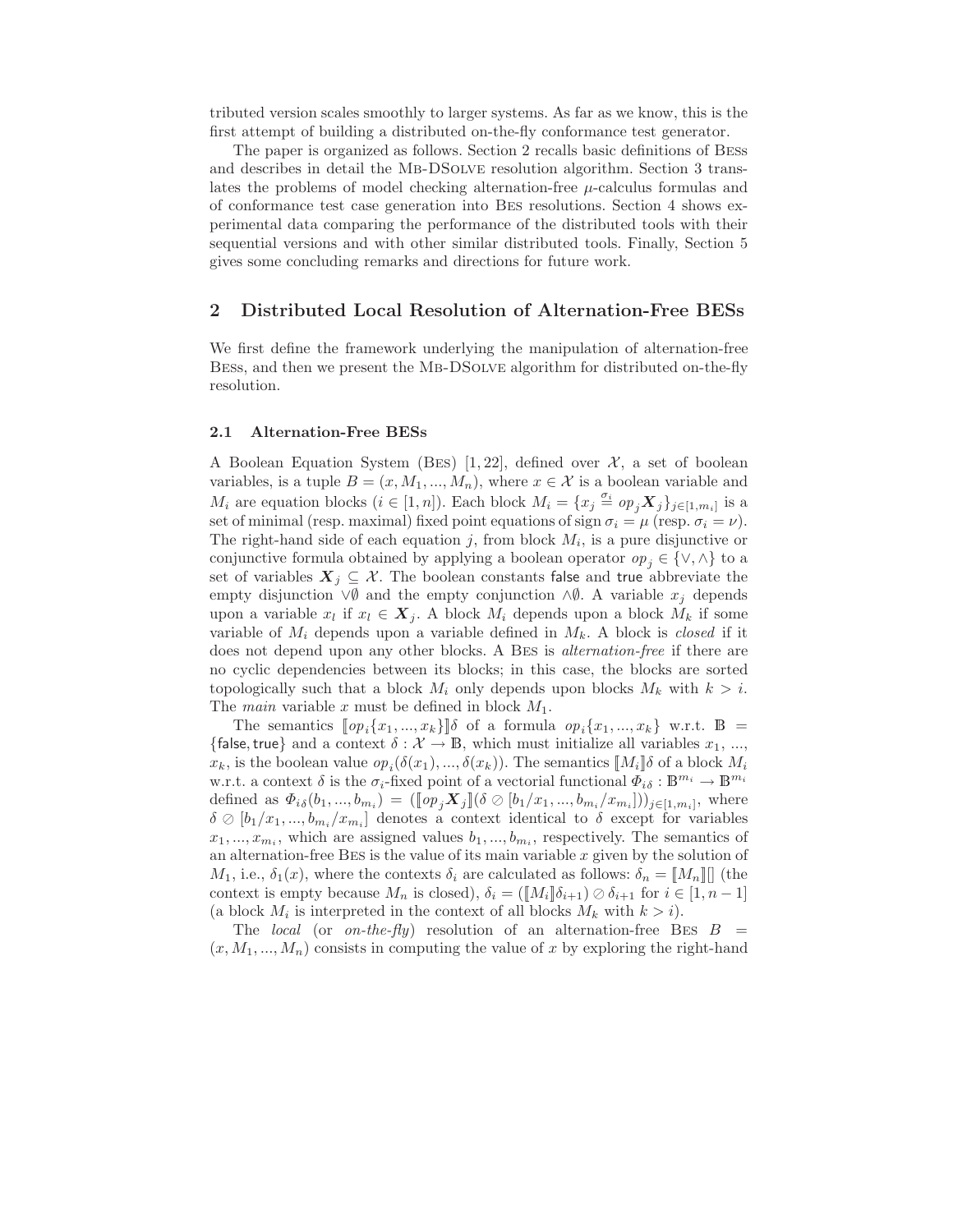tributed version scales smoothly to larger systems. As far as we know, this is the first attempt of building a distributed on-the-fly conformance test generator.

The paper is organized as follows. Section 2 recalls basic definitions of Bess and describes in detail the Mb-DSolve resolution algorithm. Section 3 translates the problems of model checking alternation-free $\mu$-calculus formulas and of conformance test case generation into Bes resolutions. Section 4 shows experimental data comparing the performance of the distributed tools with their sequential versions and with other similar distributed tools. Finally, Section 5 gives some concluding remarks and directions for future work.

## 2 Distributed Local Resolution of Alternation-Free BESs

We first define the framework underlying the manipulation of alternation-free Bess, and then we present the Mb-DSolve algorithm for distributed on-the-fly resolution.

### 2.1 Alternation-Free BESs

A Boolean Equation System (Bes) [1, 22], defined over $\mathcal{X}$, a set of boolean variables, is a tuple $B = (x, M_1, ..., M_n)$, where $x \in \mathcal{X}$ is a boolean variable and $M_i$ are equation blocks ($i \in [1, n]$). Each block $M_i = \{x_j \overset{\sigma_i}{=} op_j \boldsymbol{X}_j\}_{j \in [1, m_i]}$ is a set of minimal (resp. maximal) fixed point equations of sign $\sigma_i = \mu$ (resp. $\sigma_i = \nu$). The right-hand side of each equation $j$, from block $M_i$, is a pure disjunctive or conjunctive formula obtained by applying a boolean operator $op_j \in \{\vee, \wedge\}$ to a set of variables $\boldsymbol{X}_j \subseteq \mathcal{X}$. The boolean constants $\mathsf{false}$ and $\mathsf{true}$ abbreviate the empty disjunction $\vee\emptyset$ and the empty conjunction $\wedge\emptyset$. A variable $x_j$ depends upon a variable $x_l$ if $x_l \in \boldsymbol{X}_j$. A block $M_i$ depends upon a block $M_k$ if some variable of $M_i$ depends upon a variable defined in $M_k$. A block is *closed* if it does not depend upon any other blocks. A Bes is *alternation-free* if there are no cyclic dependencies between its blocks; in this case, the blocks are sorted topologically such that a block $M_i$ only depends upon blocks $M_k$ with $k > i$. The *main* variable $x$ must be defined in block $M_1$.

The semantics $[\![op_i\{x_1, ..., x_k\}]\!]\delta$ of a formula $op_i\{x_1, ..., x_k\}$ w.r.t. $\mathbb{B} = \{\mathsf{false}, \mathsf{true}\}$ and a context $\delta : \mathcal{X} \to \mathbb{B}$, which must initialize all variables $x_1$, ..., $x_k$, is the boolean value $op_i(\delta(x_1), ..., \delta(x_k))$. The semantics $[\![M_i]\!]\delta$ of a block $M_i$ w.r.t. a context $\delta$ is the $\sigma_i$-fixed point of a vectorial functional $\Phi_{i\delta} : \mathbb{B}^{m_i} \to \mathbb{B}^{m_i}$ defined as $\Phi_{i\delta}(b_1, ..., b_{m_i}) = ([\![op_j \boldsymbol{X}_j]\!](\delta \oslash [b_1/x_1, ..., b_{m_i}/x_{m_i}]))_{j \in [1, m_i]}$, where $\delta \oslash [b_1/x_1, ..., b_{m_i}/x_{m_i}]$ denotes a context identical to $\delta$ except for variables $x_1, ..., x_{m_i}$, which are assigned values $b_1, ..., b_{m_i}$, respectively. The semantics of an alternation-free Bes is the value of its main variable $x$ given by the solution of $M_1$, i.e., $\delta_1(x)$, where the contexts $\delta_i$ are calculated as follows: $\delta_n = [\![M_n]\!][]$ (the context is empty because $M_n$ is closed), $\delta_i = ([\![M_i]\!]\delta_{i+1}) \oslash \delta_{i+1}$ for $i \in [1, n-1]$ (a block $M_i$ is interpreted in the context of all blocks $M_k$ with $k > i$).

The *local* (or *on-the-fly*) resolution of an alternation-free Bes $B = (x, M_1, ..., M_n)$ consists in computing the value of $x$ by exploring the right-hand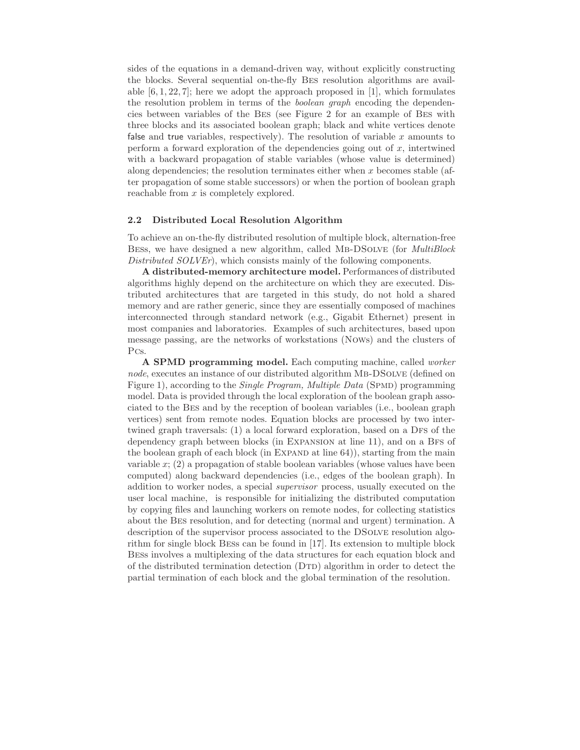sides of the equations in a demand-driven way, without explicitly constructing the blocks. Several sequential on-the-fly BES resolution algorithms are available [6, 1, 22, 7]; here we adopt the approach proposed in [1], which formulates the resolution problem in terms of the *boolean graph* encoding the dependencies between variables of the BES (see Figure 2 for an example of BES with three blocks and its associated boolean graph; black and white vertices denote false and true variables, respectively). The resolution of variable $x$ amounts to perform a forward exploration of the dependencies going out of $x$, intertwined with a backward propagation of stable variables (whose value is determined) along dependencies; the resolution terminates either when $x$ becomes stable (after propagation of some stable successors) or when the portion of boolean graph reachable from $x$ is completely explored.

### 2.2 Distributed Local Resolution Algorithm

To achieve an on-the-fly distributed resolution of multiple block, alternation-free BESS, we have designed a new algorithm, called MB-DSOLVE (for *MultiBlock Distributed SOLVEr*), which consists mainly of the following components.

**A distributed-memory architecture model.** Performances of distributed algorithms highly depend on the architecture on which they are executed. Distributed architectures that are targeted in this study, do not hold a shared memory and are rather generic, since they are essentially composed of machines interconnected through standard network (e.g., Gigabit Ethernet) present in most companies and laboratories. Examples of such architectures, based upon message passing, are the networks of workstations (NOWS) and the clusters of PCS.

**A SPMD programming model.** Each computing machine, called *worker node*, executes an instance of our distributed algorithm MB-DSOLVE (defined on Figure 1), according to the *Single Program, Multiple Data* (SPMD) programming model. Data is provided through the local exploration of the boolean graph associated to the BES and by the reception of boolean variables (i.e., boolean graph vertices) sent from remote nodes. Equation blocks are processed by two intertwined graph traversals: (1) a local forward exploration, based on a DFS of the dependency graph between blocks (in EXPANSION at line 11), and on a BFS of the boolean graph of each block (in EXPAND at line 64)), starting from the main variable $x$; (2) a propagation of stable boolean variables (whose values have been computed) along backward dependencies (i.e., edges of the boolean graph). In addition to worker nodes, a special *supervisor* process, usually executed on the user local machine, is responsible for initializing the distributed computation by copying files and launching workers on remote nodes, for collecting statistics about the BES resolution, and for detecting (normal and urgent) termination. A description of the supervisor process associated to the DSOLVE resolution algorithm for single block BESS can be found in [17]. Its extension to multiple block BESS involves a multiplexing of the data structures for each equation block and of the distributed termination detection (DTD) algorithm in order to detect the partial termination of each block and the global termination of the resolution.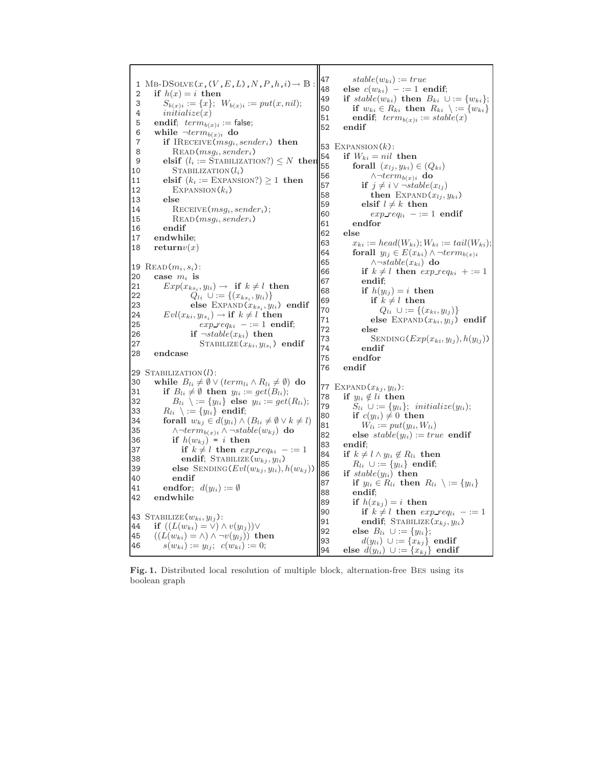```
1  MB-DSolve(x, (V, E, L), N, P, h, i) → 𝔹 :
2    if h(x) = i then
3      S_{b(x)i} := {x};  W_{b(x)i} := put(x, nil);
4      initialize(x)
5    endif;  term_{b(x)i} := false;
6    while ¬term_{b(x)i} do
7      if IReceive(msg_i, sender_i) then
8        Read(msg_i, sender_i)
9      elsif (l_i := Stabilization?) ≤ N then
10       Stabilization(l_i)
11     elsif (k_i := Expansion?) ≥ 1 then
12       Expansion(k_i)
13     else
14       Receive(msg_i, sender_i);
15       Read(msg_i, sender_i)
16     endif
17   endwhile;
18   return v(x)

19 Read(m_i, s_i):
20   case m_i is
21     Exp(x_{ks_i}, y_{li}) → if k ≠ l then
22           Q_{li} ∪:= {(x_{ks_i}, y_{li})}
23           else Expand(x_{ks_i}, y_{li}) endif
24     Evl(x_{ki}, y_{ls_i}) → if k ≠ l then
25           exp_req_{ki} −:= 1 endif;
26           if ¬stable(x_{ki}) then
27             Stabilize(x_{ki}, y_{ls_i}) endif
28   endcase

29 Stabilization(l):
30   while B_{li} ≠ ∅ ∨ (term_{li} ∧ R_{li} ≠ ∅) do
31     if B_{li} ≠ ∅ then y_{li} := get(B_{li});
32       B_{li} \:= {y_{li}} else y_{li} := get(R_{li});
33     R_{li} \:= {y_{li}} endif;
34     forall w_{kj} ∈ d(y_{li}) ∧ (B_{li} ≠ ∅ ∨ k ≠ l)
35       ∧¬term_{b(x)i} ∧ ¬stable(w_{kj}) do
36       if h(w_{kj}) = i then
37         if k ≠ l then exp_req_{ki} −:= 1
38         endif; Stabilize(w_{kj}, y_{li})
39       else Sending(Evl(w_{kj}, y_{li}), h(w_{kj}))
40       endif
41     endfor;  d(y_{li}) := ∅
42   endwhile

43 Stabilize(w_{ki}, y_{lj}):
44   if ((L(w_{ki}) = ∨) ∧ v(y_{lj}))∨
45   ((L(w_{ki}) = ∧) ∧ ¬v(y_{lj})) then
46     s(w_{ki}) := y_{lj};  c(w_{ki}) := 0;
47     stable(w_{ki}) := true
48   else c(w_{ki}) −:= 1 endif;
49   if stable(w_{ki}) then B_{ki} ∪:= {w_{ki}};
50     if w_{ki} ∈ R_{ki} then R_{ki} \:= {w_{ki}}
51     endif;  term_{b(x)i} := stable(x)
52   endif

53 Expansion(k):
54   if W_{ki} = nil then
55     forall (x_{lj}, y_{ki}) ∈ (Q_{ki})
56         ∧¬term_{b(x)i} do
57       if j ≠ i ∨ ¬stable(x_{lj})
58         then Expand(x_{lj}, y_{ki})
59       elsif l ≠ k then
60         exp_req_{li} −:= 1 endif
61     endfor
62   else
63     x_{ki} := head(W_{ki}); W_{ki} := tail(W_{ki});
64     forall y_{lj} ∈ E(x_{ki}) ∧ ¬term_{b(x)i}
65         ∧¬stable(x_{ki}) do
66       if k ≠ l then exp_req_{ki} +:= 1
67       endif;
68       if h(y_{lj}) = i then
69         if k ≠ l then
70           Q_{li} ∪:= {(x_{ki}, y_{lj})}
71         else Expand(x_{ki}, y_{lj}) endif
72       else
73         Sending(Exp(x_{ki}, y_{lj}), h(y_{lj}))
74       endif
75     endfor
76   endif

77 Expand(x_{kj}, y_{li}):
78   if y_{li} ∉ li then
79     S_{li} ∪:= {y_{li}};  initialize(y_{li});
80     if c(y_{li}) ≠ 0 then
81       W_{li} := put(y_{li}, W_{li})
82     else stable(y_{li}) := true endif
83   endif;
84   if k ≠ l ∧ y_{li} ∉ R_{li} then
85     R_{li} ∪:= {y_{li}} endif;
86   if stable(y_{li}) then
87     if y_{li} ∈ R_{li} then R_{li} \:= {y_{li}}
88     endif;
89     if h(x_{kj}) = i then
90       if k ≠ l then exp_req_{li} −:= 1
91       endif; Stabilize(x_{kj}, y_{li})
92     else B_{li} ∪:= {y_{li}};
93       d(y_{li}) ∪:= {x_{kj}} endif
94   else d(y_{li}) ∪:= {x_{kj}} endif
```

**Fig. 1.** Distributed local resolution of multiple block, alternation-free Bes using its boolean graph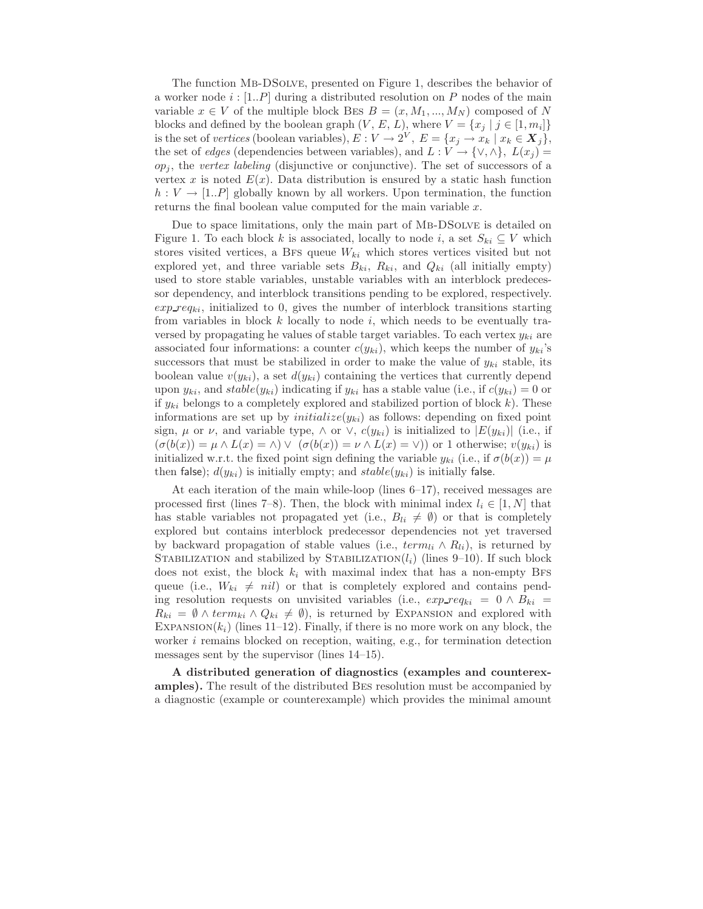The function Mb-DSolve, presented on Figure 1, describes the behavior of a worker node $i : [1..P]$ during a distributed resolution on $P$ nodes of the main variable $x \in V$ of the multiple block Bes $B = (x, M_1, ..., M_N)$ composed of $N$ blocks and defined by the boolean graph $(V, E, L)$, where $V = \{x_j \mid j \in [1, m_i]\}$ is the set of *vertices* (boolean variables), $E : V \to 2^V$, $E = \{x_j \to x_k \mid x_k \in \boldsymbol{X}_j\}$, the set of *edges* (dependencies between variables), and $L : V \to \{\vee, \wedge\}$, $L(x_j) = op_j$, the *vertex labeling* (disjunctive or conjunctive). The set of successors of a vertex $x$ is noted $E(x)$. Data distribution is ensured by a static hash function $h : V \to [1..P]$ globally known by all workers. Upon termination, the function returns the final boolean value computed for the main variable $x$.

Due to space limitations, only the main part of Mb-DSolve is detailed on Figure 1. To each block $k$ is associated, locally to node $i$, a set $S_{ki} \subseteq V$ which stores visited vertices, a Bfs queue $W_{ki}$ which stores vertices visited but not explored yet, and three variable sets $B_{ki}$, $R_{ki}$, and $Q_{ki}$ (all initially empty) used to store stable variables, unstable variables with an interblock predecessor dependency, and interblock transitions pending to be explored, respectively. $exp\_req_{ki}$, initialized to 0, gives the number of interblock transitions starting from variables in block $k$ locally to node $i$, which needs to be eventually traversed by propagating he values of stable target variables. To each vertex $y_{ki}$ are associated four informations: a counter $c(y_{ki})$, which keeps the number of $y_{ki}$'s successors that must be stabilized in order to make the value of $y_{ki}$ stable, its boolean value $v(y_{ki})$, a set $d(y_{ki})$ containing the vertices that currently depend upon $y_{ki}$, and $stable(y_{ki})$ indicating if $y_{ki}$ has a stable value (i.e., if $c(y_{ki}) = 0$ or if $y_{ki}$ belongs to a completely explored and stabilized portion of block $k$). These informations are set up by $initialize(y_{ki})$ as follows: depending on fixed point sign, $\mu$ or $\nu$, and variable type, $\wedge$ or $\vee$, $c(y_{ki})$ is initialized to $|E(y_{ki})|$ (i.e., if $(\sigma(b(x)) = \mu \wedge L(x) = \wedge) \vee (\sigma(b(x)) = \nu \wedge L(x) = \vee)$) or 1 otherwise; $v(y_{ki})$ is initialized w.r.t. the fixed point sign defining the variable $y_{ki}$ (i.e., if $\sigma(b(x)) = \mu$ then $\mathsf{false}$); $d(y_{ki})$ is initially empty; and $stable(y_{ki})$ is initially $\mathsf{false}$.

At each iteration of the main while-loop (lines 6–17), received messages are processed first (lines 7–8). Then, the block with minimal index $l_i \in [1, N]$ that has stable variables not propagated yet (i.e., $B_{li} \neq \emptyset$) or that is completely explored but contains interblock predecessor dependencies not yet traversed by backward propagation of stable values (i.e., $term_{li} \wedge R_{li}$), is returned by Stabilization and stabilized by Stabilization($l_i$) (lines 9–10). If such block does not exist, the block $k_i$ with maximal index that has a non-empty Bfs queue (i.e., $W_{ki} \neq nil$) or that is completely explored and contains pending resolution requests on unvisited variables (i.e., $exp\_req_{ki} = 0 \wedge B_{ki} = R_{ki} = \emptyset \wedge term_{ki} \wedge Q_{ki} \neq \emptyset$), is returned by Expansion and explored with Expansion($k_i$) (lines 11–12). Finally, if there is no more work on any block, the worker $i$ remains blocked on reception, waiting, e.g., for termination detection messages sent by the supervisor (lines 14–15).

**A distributed generation of diagnostics (examples and counterexamples).** The result of the distributed Bes resolution must be accompanied by a diagnostic (example or counterexample) which provides the minimal amount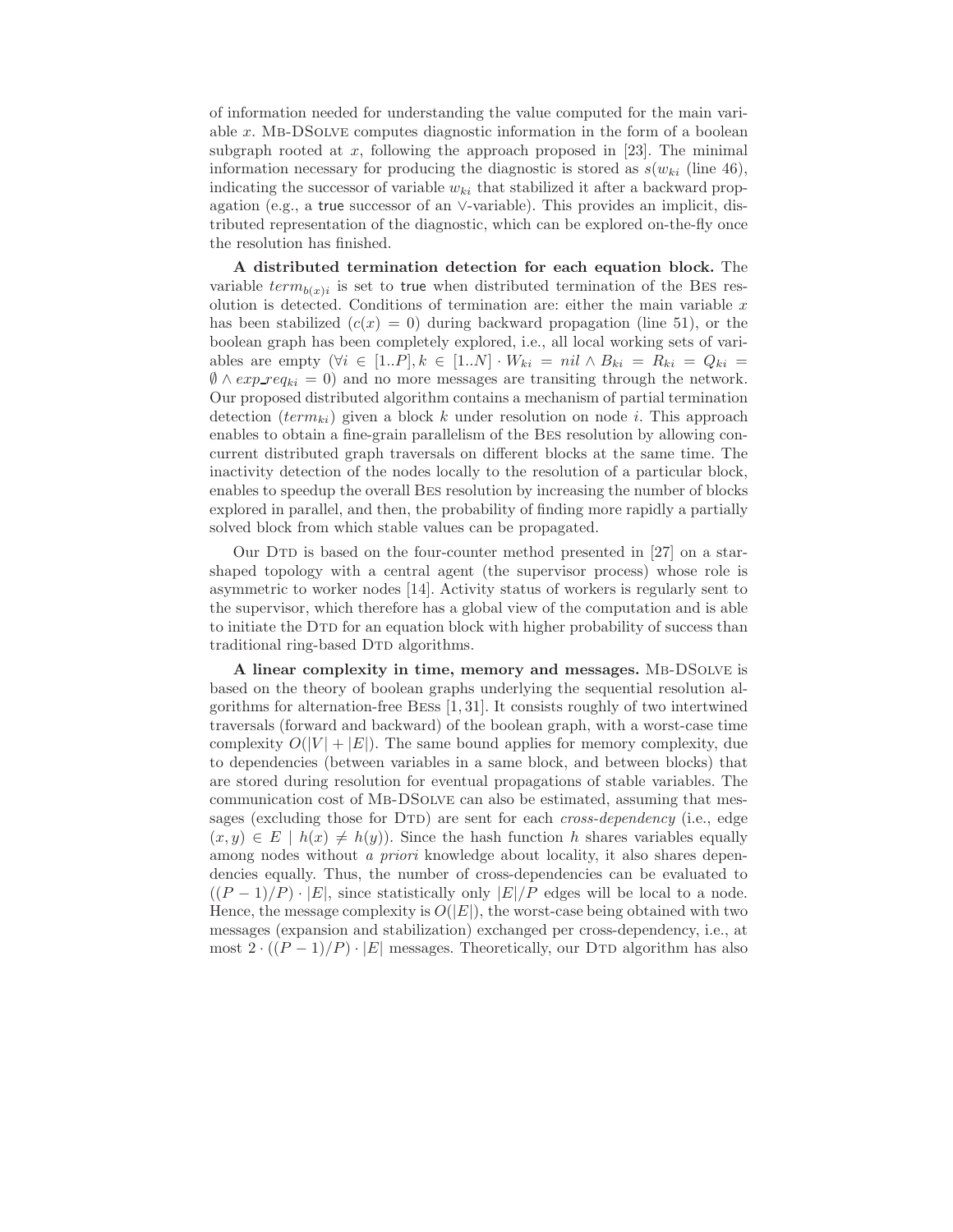of information needed for understanding the value computed for the main variable $x$. MB-DSOLVE computes diagnostic information in the form of a boolean subgraph rooted at $x$, following the approach proposed in [23]. The minimal information necessary for producing the diagnostic is stored as $s(w_{ki}$ (line 46), indicating the successor of variable $w_{ki}$ that stabilized it after a backward propagation (e.g., a true successor of an $\vee$-variable). This provides an implicit, distributed representation of the diagnostic, which can be explored on-the-fly once the resolution has finished.

**A distributed termination detection for each equation block.** The variable $term_{b(x)i}$ is set to true when distributed termination of the BES resolution is detected. Conditions of termination are: either the main variable $x$ has been stabilized ($c(x) = 0$) during backward propagation (line 51), or the boolean graph has been completely explored, i.e., all local working sets of variables are empty ($\forall i \in [1..P], k \in [1..N] \cdot W_{ki} = nil \wedge B_{ki} = R_{ki} = Q_{ki} = \emptyset \wedge exp\_req_{ki} = 0$) and no more messages are transiting through the network. Our proposed distributed algorithm contains a mechanism of partial termination detection ($term_{ki}$) given a block $k$ under resolution on node $i$. This approach enables to obtain a fine-grain parallelism of the BES resolution by allowing concurrent distributed graph traversals on different blocks at the same time. The inactivity detection of the nodes locally to the resolution of a particular block, enables to speedup the overall BES resolution by increasing the number of blocks explored in parallel, and then, the probability of finding more rapidly a partially solved block from which stable values can be propagated.

Our DTD is based on the four-counter method presented in [27] on a star-shaped topology with a central agent (the supervisor process) whose role is asymmetric to worker nodes [14]. Activity status of workers is regularly sent to the supervisor, which therefore has a global view of the computation and is able to initiate the DTD for an equation block with higher probability of success than traditional ring-based DTD algorithms.

**A linear complexity in time, memory and messages.** MB-DSOLVE is based on the theory of boolean graphs underlying the sequential resolution algorithms for alternation-free BESS [1, 31]. It consists roughly of two intertwined traversals (forward and backward) of the boolean graph, with a worst-case time complexity $O(|V| + |E|)$. The same bound applies for memory complexity, due to dependencies (between variables in a same block, and between blocks) that are stored during resolution for eventual propagations of stable variables. The communication cost of MB-DSOLVE can also be estimated, assuming that messages (excluding those for DTD) are sent for each *cross-dependency* (i.e., edge $(x, y) \in E \mid h(x) \neq h(y)$). Since the hash function $h$ shares variables equally among nodes without *a priori* knowledge about locality, it also shares dependencies equally. Thus, the number of cross-dependencies can be evaluated to $((P-1)/P) \cdot |E|$, since statistically only $|E|/P$ edges will be local to a node. Hence, the message complexity is $O(|E|)$, the worst-case being obtained with two messages (expansion and stabilization) exchanged per cross-dependency, i.e., at most $2 \cdot ((P-1)/P) \cdot |E|$ messages. Theoretically, our DTD algorithm has also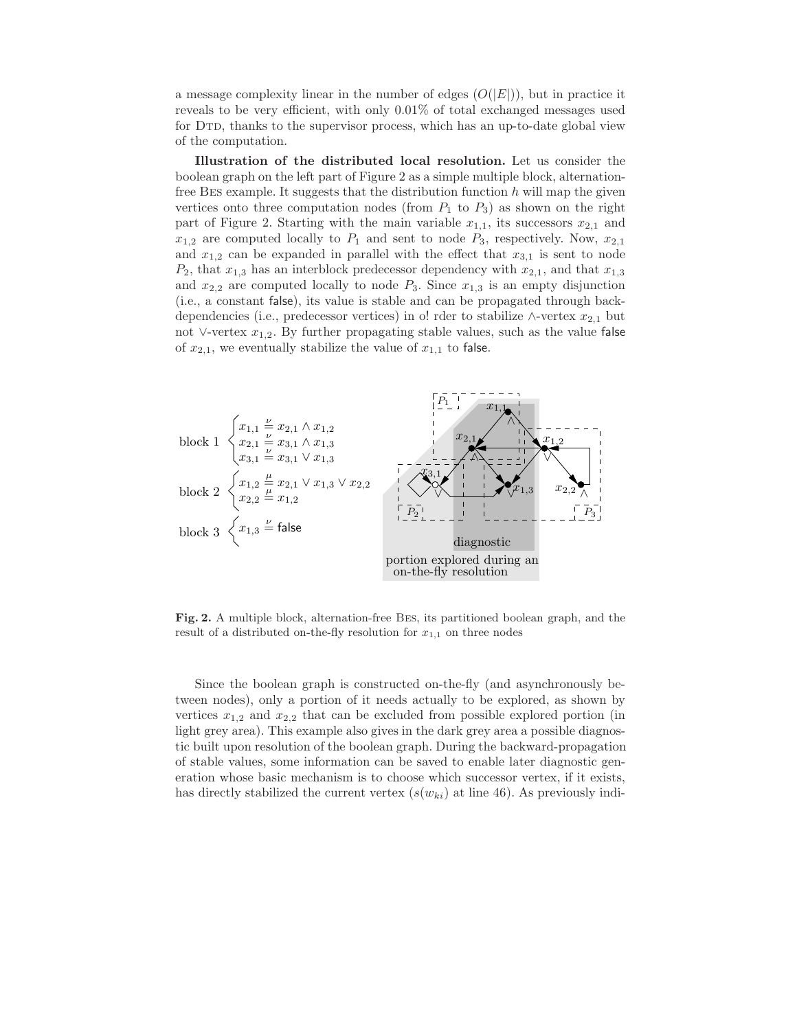a message complexity linear in the number of edges ($O(|E|)$), but in practice it reveals to be very efficient, with only 0.01% of total exchanged messages used for DTD, thanks to the supervisor process, which has an up-to-date global view of the computation.

**Illustration of the distributed local resolution.** Let us consider the boolean graph on the left part of Figure 2 as a simple multiple block, alternation-free BES example. It suggests that the distribution function $h$ will map the given vertices onto three computation nodes (from $P_1$ to $P_3$) as shown on the right part of Figure 2. Starting with the main variable $x_{1,1}$, its successors $x_{2,1}$ and $x_{1,2}$ are computed locally to $P_1$ and sent to node $P_3$, respectively. Now, $x_{2,1}$ and $x_{1,2}$ can be expanded in parallel with the effect that $x_{3,1}$ is sent to node $P_2$, that $x_{1,3}$ has an interblock predecessor dependency with $x_{2,1}$, and that $x_{1,3}$ and $x_{2,2}$ are computed locally to node $P_3$. Since $x_{1,3}$ is an empty disjunction (i.e., a constant false), its value is stable and can be propagated through back-dependencies (i.e., predecessor vertices) in o! rder to stabilize $\wedge$-vertex $x_{2,1}$ but not $\vee$-vertex $x_{1,2}$. By further propagating stable values, such as the value false of $x_{2,1}$, we eventually stabilize the value of $x_{1,1}$ to false.

block 1
$$\begin{cases} x_{1,1} \stackrel{\nu}{=} x_{2,1} \wedge x_{1,2} \\ x_{2,1} \stackrel{\nu}{=} x_{3,1} \wedge x_{1,3} \\ x_{3,1} \stackrel{\nu}{=} x_{3,1} \vee x_{1,3} \end{cases}$$

block 2
$$\begin{cases} x_{1,2} \stackrel{\mu}{=} x_{2,1} \vee x_{1,3} \vee x_{2,2} \\ x_{2,2} \stackrel{\mu}{=} x_{1,2} \end{cases}$$

block 3
$$\left\{ x_{1,3} \stackrel{\nu}{=} \mathsf{false} \right.$$

**Fig. 2.** A multiple block, alternation-free BES, its partitioned boolean graph, and the result of a distributed on-the-fly resolution for $x_{1,1}$ on three nodes

Since the boolean graph is constructed on-the-fly (and asynchronously between nodes), only a portion of it needs actually to be explored, as shown by vertices $x_{1,2}$ and $x_{2,2}$ that can be excluded from possible explored portion (in light grey area). This example also gives in the dark grey area a possible diagnostic built upon resolution of the boolean graph. During the backward-propagation of stable values, some information can be saved to enable later diagnostic generation whose basic mechanism is to choose which successor vertex, if it exists, has directly stabilized the current vertex ($s(w_{ki})$ at line 46). As previously indi-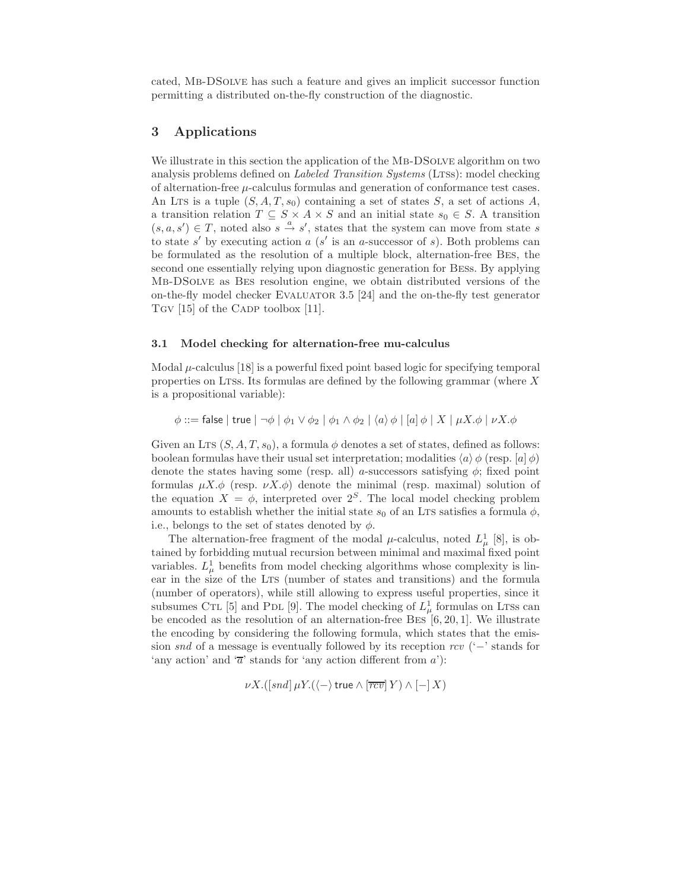cated, MB-DSOLVE has such a feature and gives an implicit successor function permitting a distributed on-the-fly construction of the diagnostic.

## 3 Applications

We illustrate in this section the application of the MB-DSOLVE algorithm on two analysis problems defined on *Labeled Transition Systems* (LTSs): model checking of alternation-free $\mu$-calculus formulas and generation of conformance test cases. An LTS is a tuple $(S, A, T, s_0)$ containing a set of states $S$, a set of actions $A$, a transition relation $T \subseteq S \times A \times S$ and an initial state $s_0 \in S$. A transition $(s, a, s') \in T$, noted also $s \xrightarrow{a} s'$, states that the system can move from state $s$ to state $s'$ by executing action $a$ ($s'$ is an $a$-successor of $s$). Both problems can be formulated as the resolution of a multiple block, alternation-free BES, the second one essentially relying upon diagnostic generation for BESs. By applying MB-DSOLVE as BES resolution engine, we obtain distributed versions of the on-the-fly model checker EVALUATOR 3.5 [24] and the on-the-fly test generator TGV [15] of the CADP toolbox [11].

### 3.1 Model checking for alternation-free mu-calculus

Modal $\mu$-calculus [18] is a powerful fixed point based logic for specifying temporal properties on LTSs. Its formulas are defined by the following grammar (where $X$ is a propositional variable):

$$\phi ::= \mathsf{false} \mid \mathsf{true} \mid \neg\phi \mid \phi_1 \vee \phi_2 \mid \phi_1 \wedge \phi_2 \mid \langle a \rangle\, \phi \mid [a]\, \phi \mid X \mid \mu X.\phi \mid \nu X.\phi$$

Given an LTS $(S, A, T, s_0)$, a formula $\phi$ denotes a set of states, defined as follows: boolean formulas have their usual set interpretation; modalities $\langle a \rangle\, \phi$ (resp. $[a]\, \phi$) denote the states having some (resp. all) $a$-successors satisfying $\phi$; fixed point formulas $\mu X.\phi$ (resp. $\nu X.\phi$) denote the minimal (resp. maximal) solution of the equation $X = \phi$, interpreted over $2^S$. The local model checking problem amounts to establish whether the initial state $s_0$ of an LTS satisfies a formula $\phi$, i.e., belongs to the set of states denoted by $\phi$.

The alternation-free fragment of the modal $\mu$-calculus, noted $L^1_\mu$ [8], is obtained by forbidding mutual recursion between minimal and maximal fixed point variables. $L^1_\mu$ benefits from model checking algorithms whose complexity is linear in the size of the LTS (number of states and transitions) and the formula (number of operators), while still allowing to express useful properties, since it subsumes CTL [5] and PDL [9]. The model checking of $L^1_\mu$ formulas on LTSs can be encoded as the resolution of an alternation-free BES [6, 20, 1]. We illustrate the encoding by considering the following formula, which states that the emission *snd* of a message is eventually followed by its reception *rcv* ('$-$' stands for 'any action' and '$\overline{a}$' stands for 'any action different from $a$'):

$$\nu X.([snd]\, \mu Y.(\langle - \rangle\, \mathsf{true} \wedge [\overline{rcv}]\, Y) \wedge [-]\, X)$$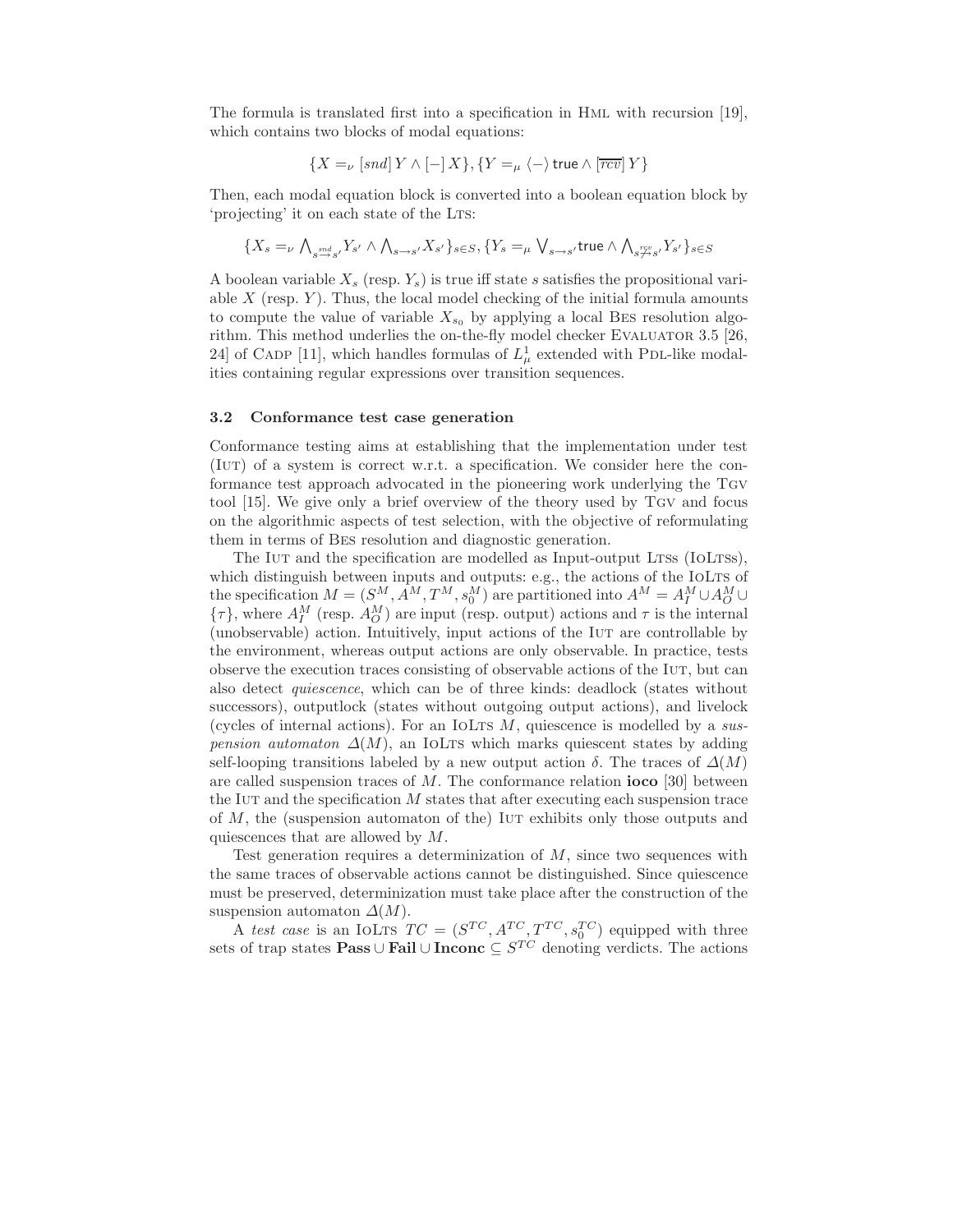The formula is translated first into a specification in HML with recursion [19], which contains two blocks of modal equations:

$$\{X =_\nu [snd]\, Y \wedge [-]\, X\}, \{Y =_\mu \langle - \rangle\, \mathsf{true} \wedge [\overline{rcv}]\, Y\}$$

Then, each modal equation block is converted into a boolean equation block by 'projecting' it on each state of the LTS:

$$\{X_s =_\nu \bigwedge_{s \xrightarrow{snd} s'} Y_{s'} \wedge \bigwedge_{s \rightarrow s'} X_{s'}\}_{s \in S}, \{Y_s =_\mu \bigvee_{s \rightarrow s'} \mathsf{true} \wedge \bigwedge_{s \xrightarrow{\overline{rcv}} s'} Y_{s'}\}_{s \in S}$$

A boolean variable $X_s$ (resp. $Y_s$) is true iff state $s$ satisfies the propositional variable $X$ (resp. $Y$). Thus, the local model checking of the initial formula amounts to compute the value of variable $X_{s_0}$ by applying a local BES resolution algorithm. This method underlies the on-the-fly model checker EVALUATOR 3.5 [26, 24] of CADP [11], which handles formulas of $L^1_\mu$ extended with PDL-like modalities containing regular expressions over transition sequences.

### 3.2 Conformance test case generation

Conformance testing aims at establishing that the implementation under test (IUT) of a system is correct w.r.t. a specification. We consider here the conformance test approach advocated in the pioneering work underlying the TGV tool [15]. We give only a brief overview of the theory used by TGV and focus on the algorithmic aspects of test selection, with the objective of reformulating them in terms of BES resolution and diagnostic generation.

The IUT and the specification are modelled as Input-output LTSs (IOLTSs), which distinguish between inputs and outputs: e.g., the actions of the IOLTS of the specification $M = (S^M, A^M, T^M, s_0^M)$ are partitioned into $A^M = A_I^M \cup A_O^M \cup \{\tau\}$, where $A_I^M$ (resp. $A_O^M$) are input (resp. output) actions and $\tau$ is the internal (unobservable) action. Intuitively, input actions of the IUT are controllable by the environment, whereas output actions are only observable. In practice, tests observe the execution traces consisting of observable actions of the IUT, but can also detect *quiescence*, which can be of three kinds: deadlock (states without successors), outputlock (states without outgoing output actions), and livelock (cycles of internal actions). For an IOLTS $M$, quiescence is modelled by a *suspension automaton* $\Delta(M)$, an IOLTS which marks quiescent states by adding self-looping transitions labeled by a new output action $\delta$. The traces of $\Delta(M)$ are called suspension traces of $M$. The conformance relation **ioco** [30] between the IUT and the specification $M$ states that after executing each suspension trace of $M$, the (suspension automaton of the) IUT exhibits only those outputs and quiescences that are allowed by $M$.

Test generation requires a determinization of $M$, since two sequences with the same traces of observable actions cannot be distinguished. Since quiescence must be preserved, determinization must take place after the construction of the suspension automaton $\Delta(M)$.

A *test case* is an IOLTS $TC = (S^{TC}, A^{TC}, T^{TC}, s_0^{TC})$ equipped with three sets of trap states $\mathbf{Pass} \cup \mathbf{Fail} \cup \mathbf{Inconc} \subseteq S^{TC}$ denoting verdicts. The actions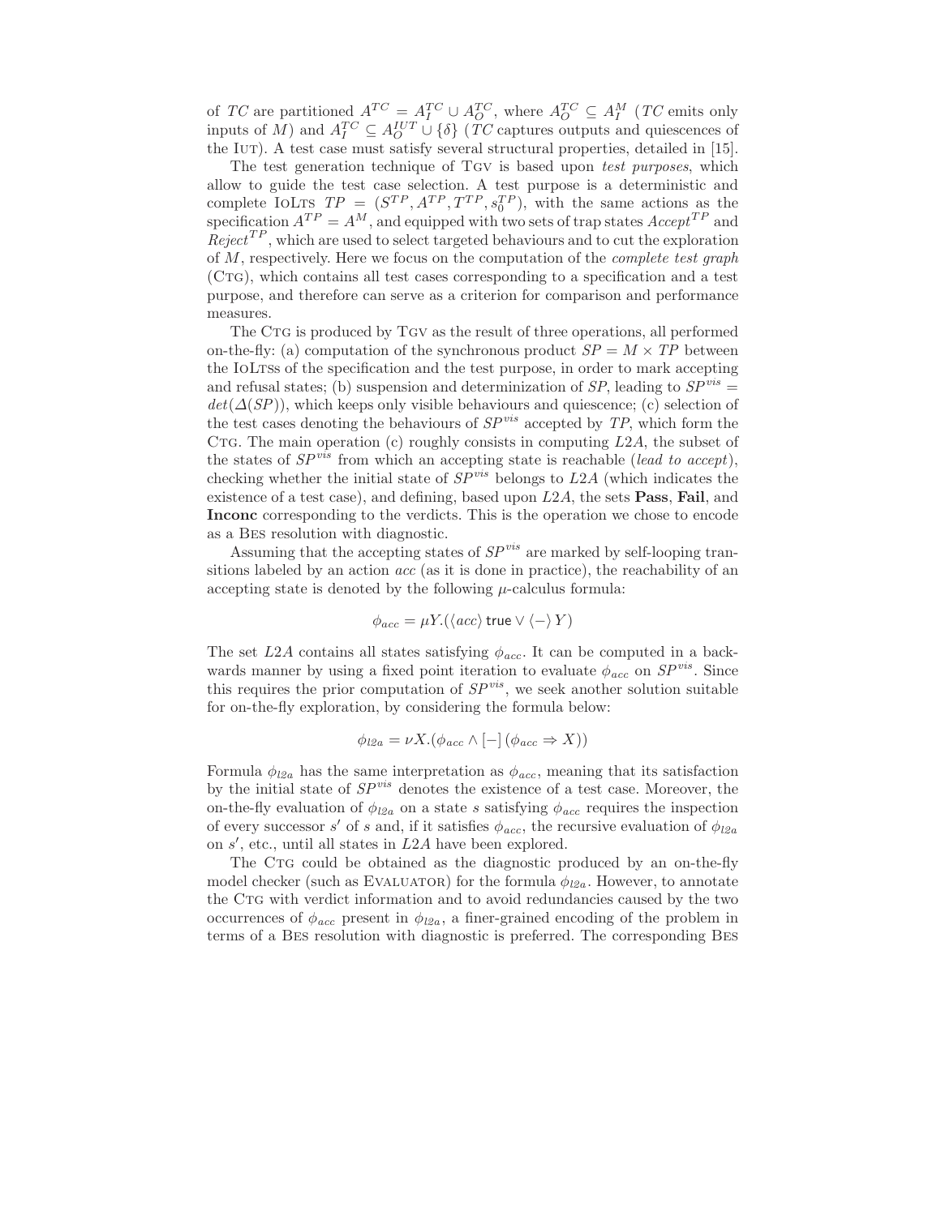of $TC$ are partitioned $A^{TC} = A_I^{TC} \cup A_O^{TC}$, where $A_O^{TC} \subseteq A_I^M$ ($TC$ emits only inputs of $M$) and $A_I^{TC} \subseteq A_O^{IUT} \cup \{\delta\}$ ($TC$ captures outputs and quiescences of the IUT). A test case must satisfy several structural properties, detailed in [15].

The test generation technique of TGV is based upon *test purposes*, which allow to guide the test case selection. A test purpose is a deterministic and complete IOLTS $TP = (S^{TP}, A^{TP}, T^{TP}, s_0^{TP})$, with the same actions as the specification $A^{TP} = A^M$, and equipped with two sets of trap states $Accept^{TP}$ and $Reject^{TP}$, which are used to select targeted behaviours and to cut the exploration of $M$, respectively. Here we focus on the computation of the *complete test graph* (CTG), which contains all test cases corresponding to a specification and a test purpose, and therefore can serve as a criterion for comparison and performance measures.

The CTG is produced by TGV as the result of three operations, all performed on-the-fly: (a) computation of the synchronous product $SP = M \times TP$ between the IOLTSs of the specification and the test purpose, in order to mark accepting and refusal states; (b) suspension and determinization of $SP$, leading to $SP^{vis} = det(\Delta(SP))$, which keeps only visible behaviours and quiescence; (c) selection of the test cases denoting the behaviours of $SP^{vis}$ accepted by $TP$, which form the CTG. The main operation (c) roughly consists in computing $L2A$, the subset of the states of $SP^{vis}$ from which an accepting state is reachable (*lead to accept*), checking whether the initial state of $SP^{vis}$ belongs to $L2A$ (which indicates the existence of a test case), and defining, based upon $L2A$, the sets **Pass**, **Fail**, and **Inconc** corresponding to the verdicts. This is the operation we chose to encode as a BES resolution with diagnostic.

Assuming that the accepting states of $SP^{vis}$ are marked by self-looping transitions labeled by an action $acc$ (as it is done in practice), the reachability of an accepting state is denoted by the following $\mu$-calculus formula:

$$\phi_{acc} = \mu Y.(\langle acc \rangle \, \mathsf{true} \vee \langle - \rangle \, Y)$$

The set $L2A$ contains all states satisfying $\phi_{acc}$. It can be computed in a backwards manner by using a fixed point iteration to evaluate $\phi_{acc}$ on $SP^{vis}$. Since this requires the prior computation of $SP^{vis}$, we seek another solution suitable for on-the-fly exploration, by considering the formula below:

$$\phi_{l2a} = \nu X.(\phi_{acc} \wedge [-] \, (\phi_{acc} \Rightarrow X))$$

Formula $\phi_{l2a}$ has the same interpretation as $\phi_{acc}$, meaning that its satisfaction by the initial state of $SP^{vis}$ denotes the existence of a test case. Moreover, the on-the-fly evaluation of $\phi_{l2a}$ on a state $s$ satisfying $\phi_{acc}$ requires the inspection of every successor $s'$ of $s$ and, if it satisfies $\phi_{acc}$, the recursive evaluation of $\phi_{l2a}$ on $s'$, etc., until all states in $L2A$ have been explored.

The CTG could be obtained as the diagnostic produced by an on-the-fly model checker (such as EVALUATOR) for the formula $\phi_{l2a}$. However, to annotate the CTG with verdict information and to avoid redundancies caused by the two occurrences of $\phi_{acc}$ present in $\phi_{l2a}$, a finer-grained encoding of the problem in terms of a BES resolution with diagnostic is preferred. The corresponding BES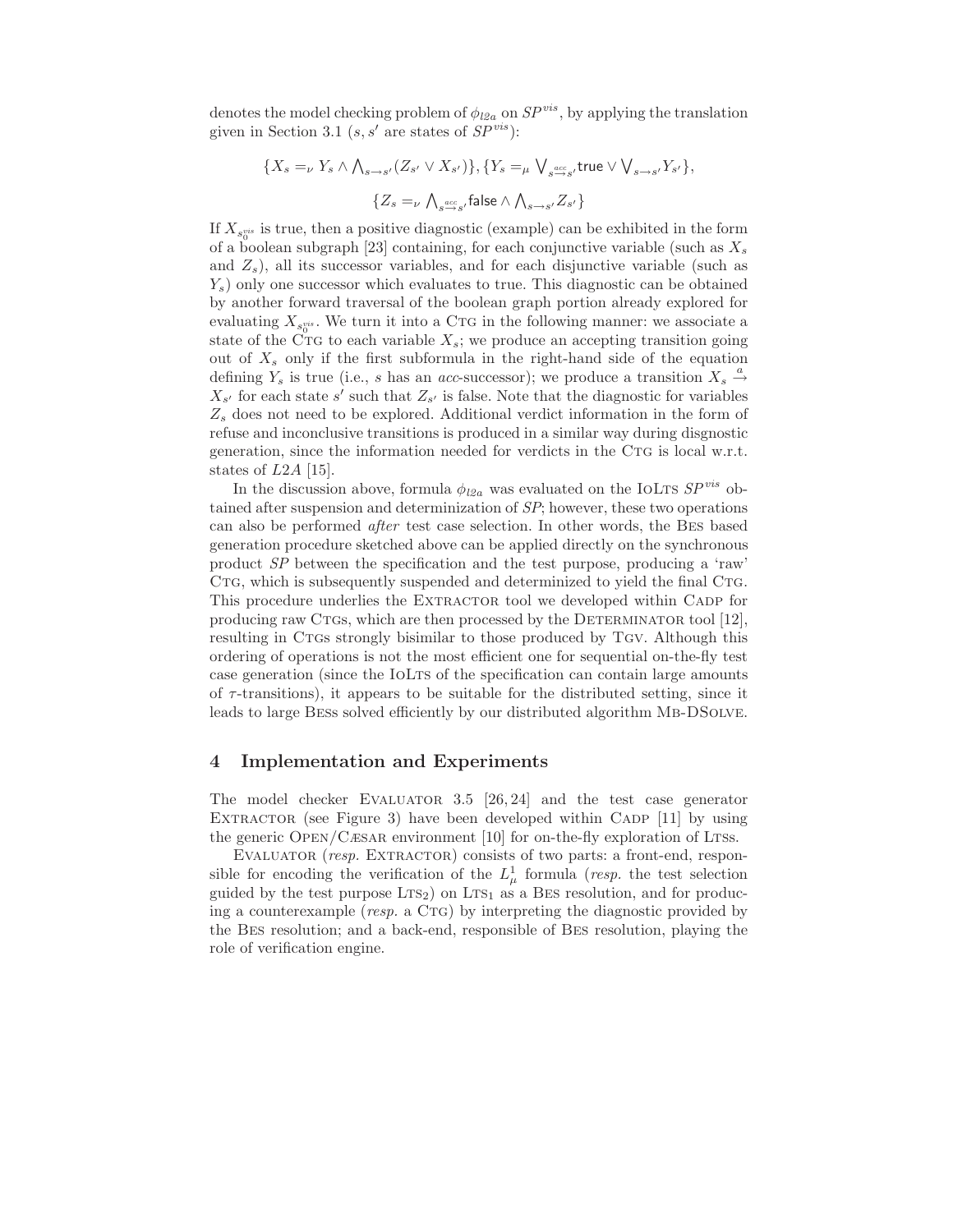denotes the model checking problem of $\phi_{l2a}$ on $SP^{vis}$, by applying the translation given in Section 3.1 ($s, s'$ are states of $SP^{vis}$):

$$\{X_s =_\nu Y_s \wedge \bigwedge_{s \to s'} (Z_{s'} \vee X_{s'})\}, \{Y_s =_\mu \bigvee_{s \stackrel{acc}{\to} s'} \mathsf{true} \vee \bigvee_{s \to s'} Y_{s'}\},$$

$$\{Z_s =_\nu \bigwedge_{s \stackrel{acc}{\to} s'} \mathsf{false} \wedge \bigwedge_{s \to s'} Z_{s'}\}$$

If $X_{s_0^{vis}}$ is true, then a positive diagnostic (example) can be exhibited in the form of a boolean subgraph [23] containing, for each conjunctive variable (such as $X_s$ and $Z_s$), all its successor variables, and for each disjunctive variable (such as $Y_s$) only one successor which evaluates to true. This diagnostic can be obtained by another forward traversal of the boolean graph portion already explored for evaluating $X_{s_0^{vis}}$. We turn it into a CTG in the following manner: we associate a state of the CTG to each variable $X_s$; we produce an accepting transition going out of $X_s$ only if the first subformula in the right-hand side of the equation defining $Y_s$ is true (i.e., $s$ has an *acc*-successor); we produce a transition $X_s \stackrel{a}{\to} X_{s'}$ for each state $s'$ such that $Z_{s'}$ is false. Note that the diagnostic for variables $Z_s$ does not need to be explored. Additional verdict information in the form of refuse and inconclusive transitions is produced in a similar way during disgnostic generation, since the information needed for verdicts in the CTG is local w.r.t. states of *L2A* [15].

In the discussion above, formula $\phi_{l2a}$ was evaluated on the IOLTS $SP^{vis}$ obtained after suspension and determinization of *SP*; however, these two operations can also be performed *after* test case selection. In other words, the BES based generation procedure sketched above can be applied directly on the synchronous product *SP* between the specification and the test purpose, producing a 'raw' CTG, which is subsequently suspended and determinized to yield the final CTG. This procedure underlies the EXTRACTOR tool we developed within CADP for producing raw CTGs, which are then processed by the DETERMINATOR tool [12], resulting in CTGs strongly bisimilar to those produced by TGV. Although this ordering of operations is not the most efficient one for sequential on-the-fly test case generation (since the IOLTS of the specification can contain large amounts of $\tau$-transitions), it appears to be suitable for the distributed setting, since it leads to large BESs solved efficiently by our distributed algorithm MB-DSOLVE.

## 4 Implementation and Experiments

The model checker EVALUATOR 3.5 [26, 24] and the test case generator EXTRACTOR (see Figure 3) have been developed within CADP [11] by using the generic OPEN/CÆSAR environment [10] for on-the-fly exploration of LTSs.

EVALUATOR (*resp.* EXTRACTOR) consists of two parts: a front-end, responsible for encoding the verification of the $L^1_\mu$ formula (*resp.* the test selection guided by the test purpose $\text{LTS}_2$) on $\text{LTS}_1$ as a BES resolution, and for producing a counterexample (*resp.* a CTG) by interpreting the diagnostic provided by the BES resolution; and a back-end, responsible of BES resolution, playing the role of verification engine.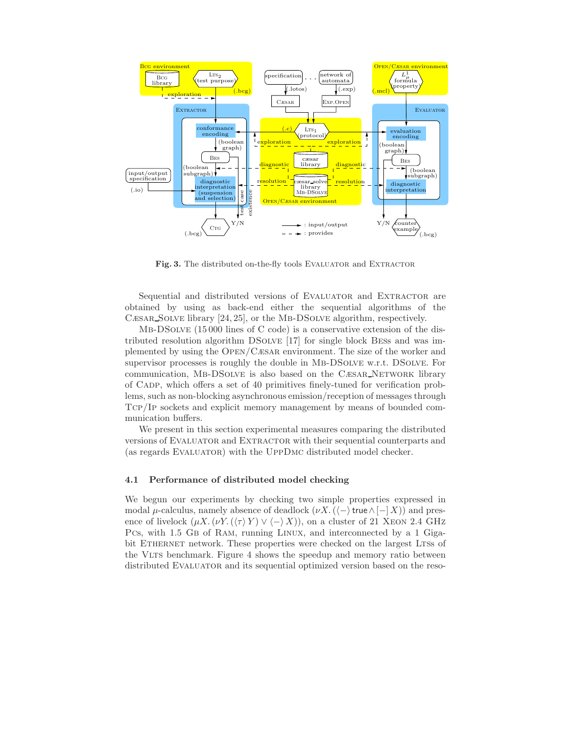**Fig. 3.** The distributed on-the-fly tools EVALUATOR and EXTRACTOR

Sequential and distributed versions of EVALUATOR and EXTRACTOR are obtained by using as back-end either the sequential algorithms of the CÆSAR_SOLVE library [24, 25], or the MB-DSOLVE algorithm, respectively.

MB-DSOLVE (15 000 lines of C code) is a conservative extension of the distributed resolution algorithm DSOLVE [17] for single block BESs and was implemented by using the OPEN/CÆSAR environment. The size of the worker and supervisor processes is roughly the double in MB-DSOLVE w.r.t. DSOLVE. For communication, MB-DSOLVE is also based on the CÆSAR_NETWORK library of CADP, which offers a set of 40 primitives finely-tuned for verification problems, such as non-blocking asynchronous emission/reception of messages through TCP/IP sockets and explicit memory management by means of bounded communication buffers.

We present in this section experimental measures comparing the distributed versions of EVALUATOR and EXTRACTOR with their sequential counterparts and (as regards EVALUATOR) with the UPPDMC distributed model checker.

### 4.1 Performance of distributed model checking

We begun our experiments by checking two simple properties expressed in modal $\mu$-calculus, namely absence of deadlock ($\nu X. (\langle - \rangle \mathsf{true} \wedge [-] X)$) and presence of livelock ($\mu X. (\nu Y. (\langle \tau \rangle Y) \vee \langle - \rangle X)$), on a cluster of 21 XEON 2.4 GHz PCs, with 1.5 GB of RAM, running LINUX, and interconnected by a 1 Gigabit ETHERNET network. These properties were checked on the largest LTSs of the VLTS benchmark. Figure 4 shows the speedup and memory ratio between distributed EVALUATOR and its sequential optimized version based on the reso-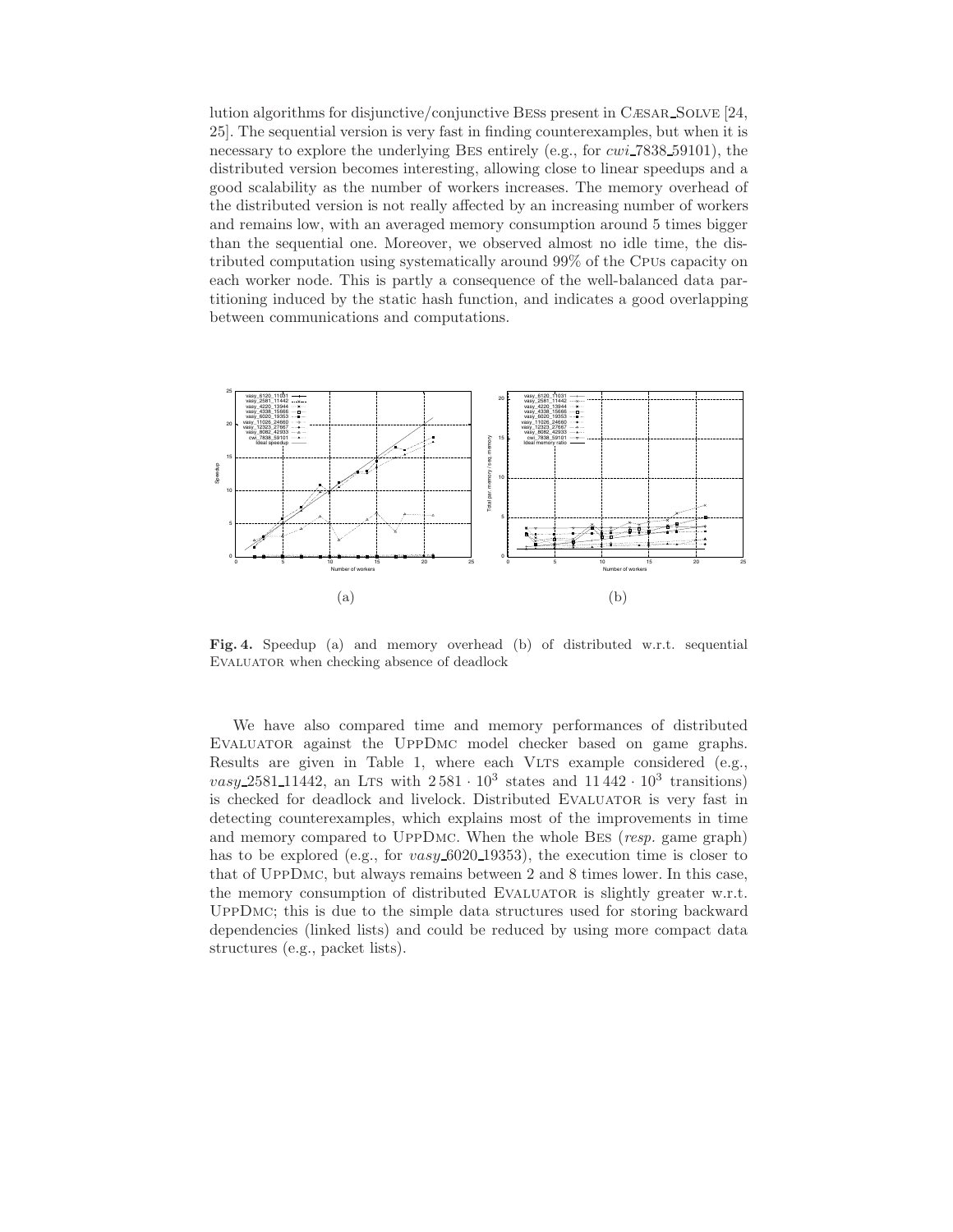lution algorithms for disjunctive/conjunctive BESs present in CÆSAR_SOLVE [24, 25]. The sequential version is very fast in finding counterexamples, but when it is necessary to explore the underlying BES entirely (e.g., for *cwi_7838_59101*), the distributed version becomes interesting, allowing close to linear speedups and a good scalability as the number of workers increases. The memory overhead of the distributed version is not really affected by an increasing number of workers and remains low, with an averaged memory consumption around 5 times bigger than the sequential one. Moreover, we observed almost no idle time, the distributed computation using systematically around 99% of the CPUs capacity on each worker node. This is partly a consequence of the well-balanced data partitioning induced by the static hash function, and indicates a good overlapping between communications and computations.

(a)

(b)

**Fig. 4.** Speedup (a) and memory overhead (b) of distributed w.r.t. sequential EVALUATOR when checking absence of deadlock

We have also compared time and memory performances of distributed EVALUATOR against the UPPDMC model checker based on game graphs. Results are given in Table 1, where each VLTS example considered (e.g., *vasy_2581_11442*, an LTS with $2\,581 \cdot 10^3$ states and $11\,442 \cdot 10^3$ transitions) is checked for deadlock and livelock. Distributed EVALUATOR is very fast in detecting counterexamples, which explains most of the improvements in time and memory compared to UPPDMC. When the whole BES (*resp.* game graph) has to be explored (e.g., for *vasy_6020_19353*), the execution time is closer to that of UPPDMC, but always remains between 2 and 8 times lower. In this case, the memory consumption of distributed EVALUATOR is slightly greater w.r.t. UPPDMC; this is due to the simple data structures used for storing backward dependencies (linked lists) and could be reduced by using more compact data structures (e.g., packet lists).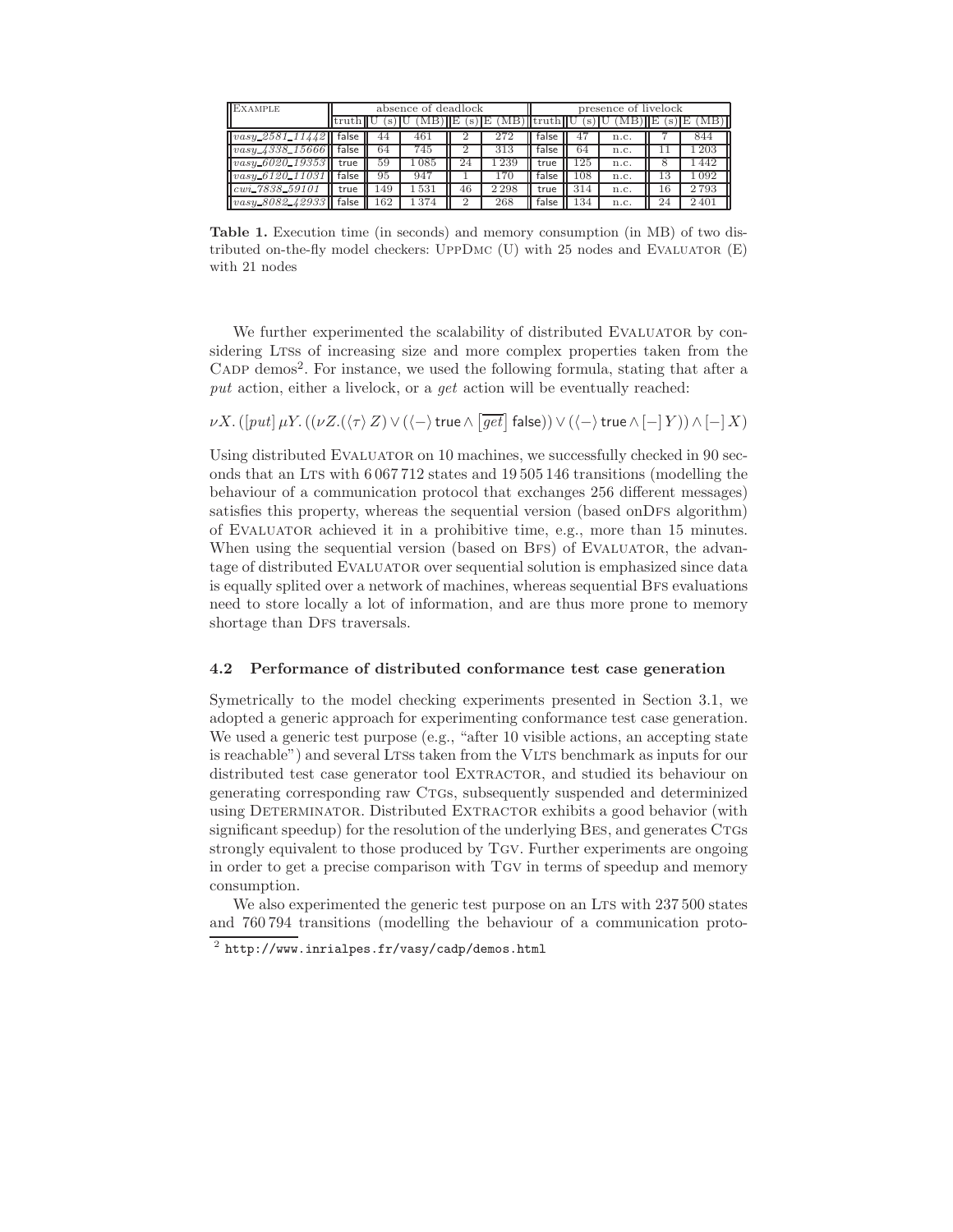| Example | absence of deadlock | | | | | presence of livelock | | | | |
|---|---|---|---|---|---|---|---|---|---|---|
| | truth | U (s) | U (MB) | E (s) | E (MB) | truth | U (s) | U (MB) | E (s) | E (MB) |
| *vasy_2581_11442* | false | 44 | 461 | 2 | 272 | false | 47 | n.c. | 7 | 844 |
| *vasy_4338_15666* | false | 64 | 745 | 2 | 313 | false | 64 | n.c. | 11 | 1 203 |
| *vasy_6020_19353* | true | 59 | 1 085 | 24 | 1 239 | true | 125 | n.c. | 8 | 1 442 |
| *vasy_6120_11031* | false | 95 | 947 | 1 | 170 | false | 108 | n.c. | 13 | 1 092 |
| *cwi_7838_59101* | true | 149 | 1 531 | 46 | 2 298 | true | 314 | n.c. | 16 | 2 793 |
| *vasy_8082_42933* | false | 162 | 1 374 | 2 | 268 | false | 134 | n.c. | 24 | 2 401 |

**Table 1.** Execution time (in seconds) and memory consumption (in MB) of two distributed on-the-fly model checkers: UppDmc (U) with 25 nodes and Evaluator (E) with 21 nodes

We further experimented the scalability of distributed Evaluator by considering Ltss of increasing size and more complex properties taken from the Cadp demos[2]. For instance, we used the following formula, stating that after a *put* action, either a livelock, or a *get* action will be eventually reached:

$$\nu X. ([put]\, \mu Y. ((\nu Z.(\langle\tau\rangle\, Z) \vee (\langle -\rangle \,\mathsf{true} \wedge [\overline{get}]\, \mathsf{false})) \vee (\langle -\rangle\, \mathsf{true} \wedge [-]\, Y)) \wedge [-]\, X)$$

Using distributed Evaluator on 10 machines, we successfully checked in 90 seconds that an Lts with 6 067 712 states and 19 505 146 transitions (modelling the behaviour of a communication protocol that exchanges 256 different messages) satisfies this property, whereas the sequential version (based onDfs algorithm) of Evaluator achieved it in a prohibitive time, e.g., more than 15 minutes. When using the sequential version (based on Bfs) of Evaluator, the advantage of distributed Evaluator over sequential solution is emphasized since data is equally splited over a network of machines, whereas sequential Bfs evaluations need to store locally a lot of information, and are thus more prone to memory shortage than Dfs traversals.

### 4.2 Performance of distributed conformance test case generation

Symetrically to the model checking experiments presented in Section 3.1, we adopted a generic approach for experimenting conformance test case generation. We used a generic test purpose (e.g., "after 10 visible actions, an accepting state is reachable") and several Ltss taken from the Vlts benchmark as inputs for our distributed test case generator tool Extractor, and studied its behaviour on generating corresponding raw Ctgs, subsequently suspended and determinized using Determinator. Distributed Extractor exhibits a good behavior (with significant speedup) for the resolution of the underlying Bes, and generates Ctgs strongly equivalent to those produced by Tgv. Further experiments are ongoing in order to get a precise comparison with Tgv in terms of speedup and memory consumption.

We also experimented the generic test purpose on an Lts with 237 500 states and 760 794 transitions (modelling the behaviour of a communication proto-

[2] http://www.inrialpes.fr/vasy/cadp/demos.html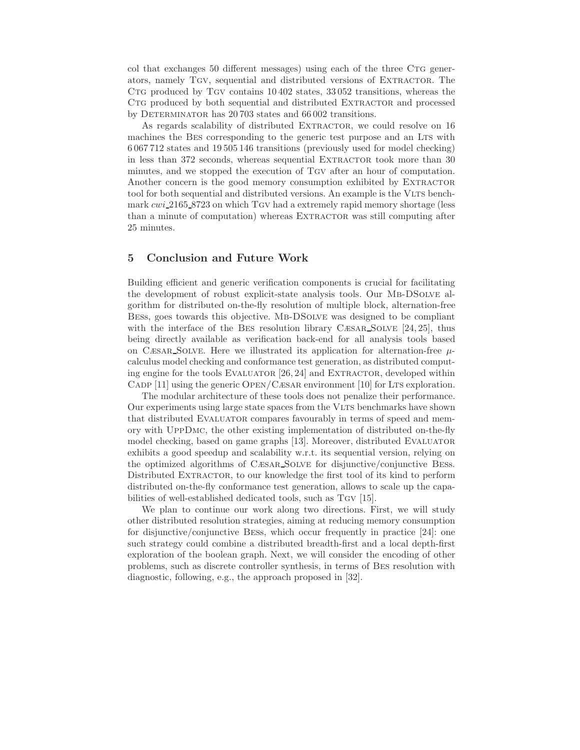col that exchanges 50 different messages) using each of the three CTG generators, namely TGV, sequential and distributed versions of EXTRACTOR. The CTG produced by TGV contains 10 402 states, 33 052 transitions, whereas the CTG produced by both sequential and distributed EXTRACTOR and processed by DETERMINATOR has 20 703 states and 66 002 transitions.

As regards scalability of distributed EXTRACTOR, we could resolve on 16 machines the BES corresponding to the generic test purpose and an LTS with 6 067 712 states and 19 505 146 transitions (previously used for model checking) in less than 372 seconds, whereas sequential EXTRACTOR took more than 30 minutes, and we stopped the execution of TGV after an hour of computation. Another concern is the good memory consumption exhibited by EXTRACTOR tool for both sequential and distributed versions. An example is the VLTS benchmark *cwi_2165_8723* on which TGV had a extremely rapid memory shortage (less than a minute of computation) whereas EXTRACTOR was still computing after 25 minutes.

## 5 Conclusion and Future Work

Building efficient and generic verification components is crucial for facilitating the development of robust explicit-state analysis tools. Our MB-DSOLVE algorithm for distributed on-the-fly resolution of multiple block, alternation-free BESs, goes towards this objective. MB-DSOLVE was designed to be compliant with the interface of the BES resolution library CÆSAR_SOLVE [24, 25], thus being directly available as verification back-end for all analysis tools based on CÆSAR_SOLVE. Here we illustrated its application for alternation-free $\mu$-calculus model checking and conformance test generation, as distributed computing engine for the tools EVALUATOR [26, 24] and EXTRACTOR, developed within CADP [11] using the generic OPEN/CÆSAR environment [10] for LTS exploration.

The modular architecture of these tools does not penalize their performance. Our experiments using large state spaces from the VLTS benchmarks have shown that distributed EVALUATOR compares favourably in terms of speed and memory with UPPDMC, the other existing implementation of distributed on-the-fly model checking, based on game graphs [13]. Moreover, distributed EVALUATOR exhibits a good speedup and scalability w.r.t. its sequential version, relying on the optimized algorithms of CÆSAR_SOLVE for disjunctive/conjunctive BESs. Distributed EXTRACTOR, to our knowledge the first tool of its kind to perform distributed on-the-fly conformance test generation, allows to scale up the capabilities of well-established dedicated tools, such as TGV [15].

We plan to continue our work along two directions. First, we will study other distributed resolution strategies, aiming at reducing memory consumption for disjunctive/conjunctive BESs, which occur frequently in practice [24]: one such strategy could combine a distributed breadth-first and a local depth-first exploration of the boolean graph. Next, we will consider the encoding of other problems, such as discrete controller synthesis, in terms of BES resolution with diagnostic, following, e.g., the approach proposed in [32].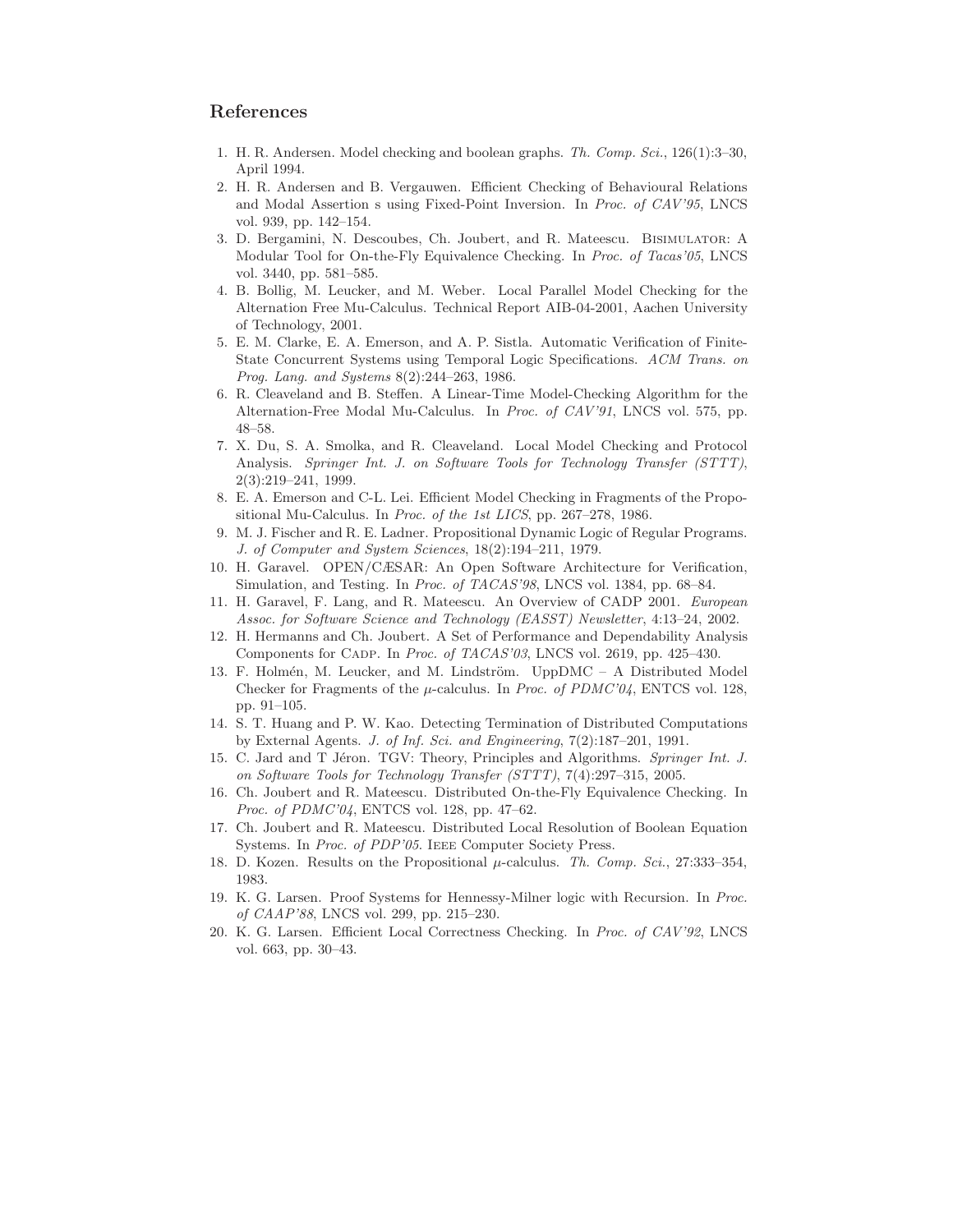## References

1. H. R. Andersen. Model checking and boolean graphs. *Th. Comp. Sci.*, 126(1):3–30, April 1994.
2. H. R. Andersen and B. Vergauwen. Efficient Checking of Behavioural Relations and Modal Assertion s using Fixed-Point Inversion. In *Proc. of CAV'95*, LNCS vol. 939, pp. 142–154.
3. D. Bergamini, N. Descoubes, Ch. Joubert, and R. Mateescu. Bisimulator: A Modular Tool for On-the-Fly Equivalence Checking. In *Proc. of Tacas'05*, LNCS vol. 3440, pp. 581–585.
4. B. Bollig, M. Leucker, and M. Weber. Local Parallel Model Checking for the Alternation Free Mu-Calculus. Technical Report AIB-04-2001, Aachen University of Technology, 2001.
5. E. M. Clarke, E. A. Emerson, and A. P. Sistla. Automatic Verification of Finite-State Concurrent Systems using Temporal Logic Specifications. *ACM Trans. on Prog. Lang. and Systems* 8(2):244–263, 1986.
6. R. Cleaveland and B. Steffen. A Linear-Time Model-Checking Algorithm for the Alternation-Free Modal Mu-Calculus. In *Proc. of CAV'91*, LNCS vol. 575, pp. 48–58.
7. X. Du, S. A. Smolka, and R. Cleaveland. Local Model Checking and Protocol Analysis. *Springer Int. J. on Software Tools for Technology Transfer (STTT)*, 2(3):219–241, 1999.
8. E. A. Emerson and C-L. Lei. Efficient Model Checking in Fragments of the Propositional Mu-Calculus. In *Proc. of the 1st LICS*, pp. 267–278, 1986.
9. M. J. Fischer and R. E. Ladner. Propositional Dynamic Logic of Regular Programs. *J. of Computer and System Sciences*, 18(2):194–211, 1979.
10. H. Garavel. OPEN/CÆSAR: An Open Software Architecture for Verification, Simulation, and Testing. In *Proc. of TACAS'98*, LNCS vol. 1384, pp. 68–84.
11. H. Garavel, F. Lang, and R. Mateescu. An Overview of CADP 2001. *European Assoc. for Software Science and Technology (EASST) Newsletter*, 4:13–24, 2002.
12. H. Hermanns and Ch. Joubert. A Set of Performance and Dependability Analysis Components for Cadp. In *Proc. of TACAS'03*, LNCS vol. 2619, pp. 425–430.
13. F. Holmén, M. Leucker, and M. Lindström. UppDMC – A Distributed Model Checker for Fragments of the $\mu$-calculus. In *Proc. of PDMC'04*, ENTCS vol. 128, pp. 91–105.
14. S. T. Huang and P. W. Kao. Detecting Termination of Distributed Computations by External Agents. *J. of Inf. Sci. and Engineering*, 7(2):187–201, 1991.
15. C. Jard and T Jéron. TGV: Theory, Principles and Algorithms. *Springer Int. J. on Software Tools for Technology Transfer (STTT)*, 7(4):297–315, 2005.
16. Ch. Joubert and R. Mateescu. Distributed On-the-Fly Equivalence Checking. In *Proc. of PDMC'04*, ENTCS vol. 128, pp. 47–62.
17. Ch. Joubert and R. Mateescu. Distributed Local Resolution of Boolean Equation Systems. In *Proc. of PDP'05*. Ieee Computer Society Press.
18. D. Kozen. Results on the Propositional $\mu$-calculus. *Th. Comp. Sci.*, 27:333–354, 1983.
19. K. G. Larsen. Proof Systems for Hennessy-Milner logic with Recursion. In *Proc. of CAAP'88*, LNCS vol. 299, pp. 215–230.
20. K. G. Larsen. Efficient Local Correctness Checking. In *Proc. of CAV'92*, LNCS vol. 663, pp. 30–43.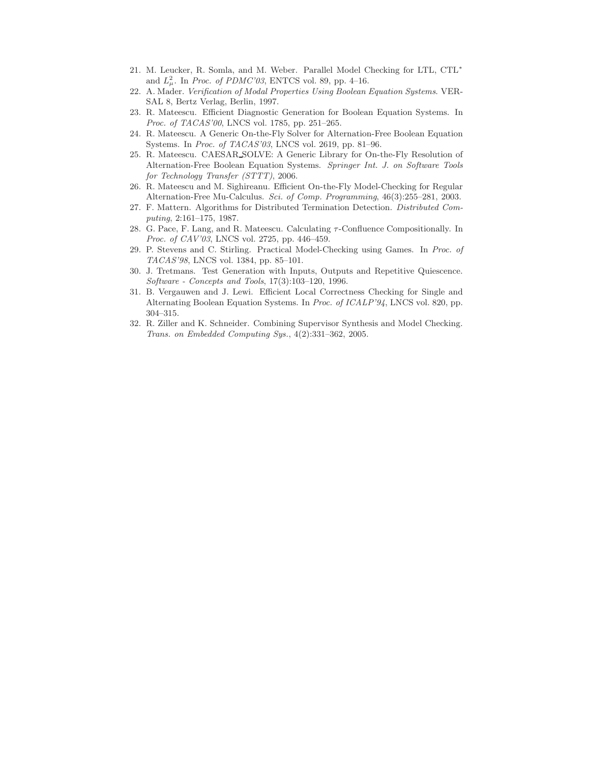21. M. Leucker, R. Somla, and M. Weber. Parallel Model Checking for LTL, CTL$^*$ and $L^2_\mu$. In *Proc. of PDMC'03*, ENTCS vol. 89, pp. 4–16.
22. A. Mader. *Verification of Modal Properties Using Boolean Equation Systems*. VERSAL 8, Bertz Verlag, Berlin, 1997.
23. R. Mateescu. Efficient Diagnostic Generation for Boolean Equation Systems. In *Proc. of TACAS'00*, LNCS vol. 1785, pp. 251–265.
24. R. Mateescu. A Generic On-the-Fly Solver for Alternation-Free Boolean Equation Systems. In *Proc. of TACAS'03*, LNCS vol. 2619, pp. 81–96.
25. R. Mateescu. CAESAR_SOLVE: A Generic Library for On-the-Fly Resolution of Alternation-Free Boolean Equation Systems. *Springer Int. J. on Software Tools for Technology Transfer (STTT)*, 2006.
26. R. Mateescu and M. Sighireanu. Efficient On-the-Fly Model-Checking for Regular Alternation-Free Mu-Calculus. *Sci. of Comp. Programming*, 46(3):255–281, 2003.
27. F. Mattern. Algorithms for Distributed Termination Detection. *Distributed Computing*, 2:161–175, 1987.
28. G. Pace, F. Lang, and R. Mateescu. Calculating $\tau$-Confluence Compositionally. In *Proc. of CAV'03*, LNCS vol. 2725, pp. 446–459.
29. P. Stevens and C. Stirling. Practical Model-Checking using Games. In *Proc. of TACAS'98*, LNCS vol. 1384, pp. 85–101.
30. J. Tretmans. Test Generation with Inputs, Outputs and Repetitive Quiescence. *Software - Concepts and Tools*, 17(3):103–120, 1996.
31. B. Vergauwen and J. Lewi. Efficient Local Correctness Checking for Single and Alternating Boolean Equation Systems. In *Proc. of ICALP'94*, LNCS vol. 820, pp. 304–315.
32. R. Ziller and K. Schneider. Combining Supervisor Synthesis and Model Checking. *Trans. on Embedded Computing Sys.*, 4(2):331–362, 2005.